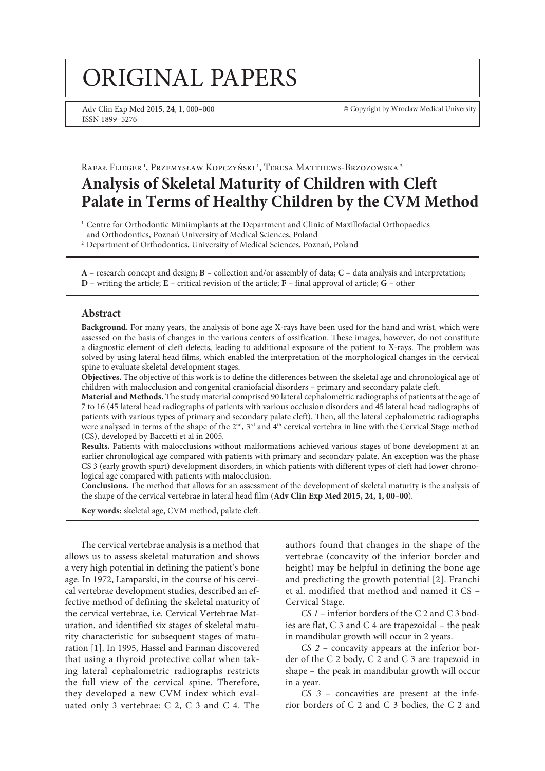# ORIGINAL PAPERS

ISSN 1899–5276

© Copyright by Wroclaw Medical University

Rafał Flieger [1], Przemysław Kopczyński [1], Teresa Matthews-Brzozowska [2]

# Analysis of Skeletal Maturity of Children with Cleft Palate in Terms of Healthy Children by the CVM Method

[1] Centre for Orthodontic Miniimplants at the Department and Clinic of Maxillofacial Orthopaedics and Orthodontics, Poznań University of Medical Sciences, Poland

[2] Department of Orthodontics, University of Medical Sciences, Poznań, Poland

**A** – research concept and design; **B** – collection and/or assembly of data; **C** – data analysis and interpretation; **D** – writing the article; **E** – critical revision of the article; **F** – final approval of article; **G** – other

## Abstract

**Background.** For many years, the analysis of bone age X-rays have been used for the hand and wrist, which were assessed on the basis of changes in the various centers of ossification. These images, however, do not constitute a diagnostic element of cleft defects, leading to additional exposure of the patient to X-rays. The problem was solved by using lateral head films, which enabled the interpretation of the morphological changes in the cervical spine to evaluate skeletal development stages.

**Objectives.** The objective of this work is to define the differences between the skeletal age and chronological age of children with malocclusion and congenital craniofacial disorders – primary and secondary palate cleft.

**Material and Methods.** The study material comprised 90 lateral cephalometric radiographs of patients at the age of 7 to 16 (45 lateral head radiographs of patients with various occlusion disorders and 45 lateral head radiographs of patients with various types of primary and secondary palate cleft). Then, all the lateral cephalometric radiographs were analysed in terms of the shape of the 2nd, 3rd and 4th cervical vertebra in line with the Cervical Stage method (CS), developed by Baccetti et al in 2005.

**Results.** Patients with malocclusions without malformations achieved various stages of bone development at an earlier chronological age compared with patients with primary and secondary palate. An exception was the phase CS 3 (early growth spurt) development disorders, in which patients with different types of cleft had lower chronological age compared with patients with malocclusion.

**Conclusions.** The method that allows for an assessment of the development of skeletal maturity is the analysis of the shape of the cervical vertebrae in lateral head film (**Adv Clin Exp Med 2015, 24, 1, 00–00**).

**Key words:** skeletal age, CVM method, palate cleft.

The cervical vertebrae analysis is a method that allows us to assess skeletal maturation and shows a very high potential in defining the patient's bone age. In 1972, Lamparski, in the course of his cervical vertebrae development studies, described an effective method of defining the skeletal maturity of the cervical vertebrae, i.e. Cervical Vertebrae Maturation, and identified six stages of skeletal maturity characteristic for subsequent stages of maturation [1]. In 1995, Hassel and Farman discovered that using a thyroid protective collar when taking lateral cephalometric radiographs restricts the full view of the cervical spine. Therefore, they developed a new CVM index which evaluated only 3 vertebrae: C 2, C 3 and C 4. The authors found that changes in the shape of the vertebrae (concavity of the inferior border and height) may be helpful in defining the bone age and predicting the growth potential [2]. Franchi et al. modified that method and named it CS – Cervical Stage.

*CS 1* – inferior borders of the C 2 and C 3 bodies are flat, C 3 and C 4 are trapezoidal – the peak in mandibular growth will occur in 2 years.

*CS 2* – concavity appears at the inferior border of the C 2 body, C 2 and C 3 are trapezoid in shape – the peak in mandibular growth will occur in a year.

*CS 3* – concavities are present at the inferior borders of C 2 and C 3 bodies, the C 2 and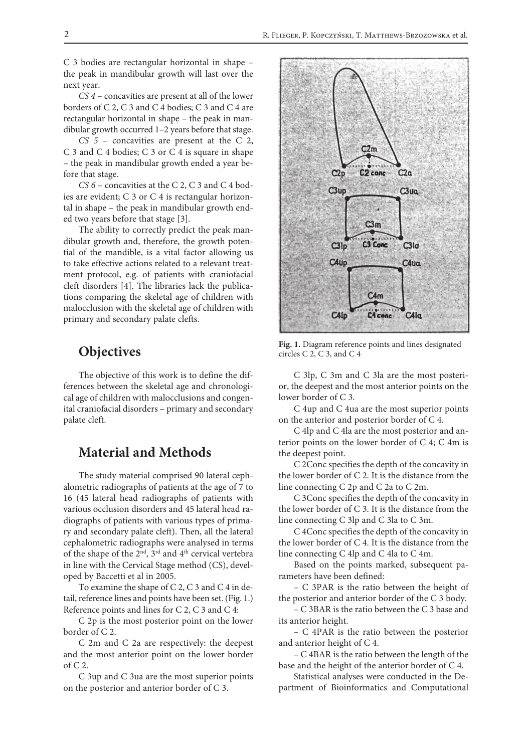C 3 bodies are rectangular horizontal in shape – the peak in mandibular growth will last over the next year.

*CS 4* – concavities are present at all of the lower borders of C 2, C 3 and C 4 bodies; C 3 and C 4 are rectangular horizontal in shape – the peak in mandibular growth occurred 1–2 years before that stage.

*CS 5* – concavities are present at the C 2, C 3 and C 4 bodies; C 3 or C 4 is square in shape – the peak in mandibular growth ended a year before that stage.

*CS 6* – concavities at the C 2, C 3 and C 4 bodies are evident; C 3 or C 4 is rectangular horizontal in shape – the peak in mandibular growth ended two years before that stage [3].

The ability to correctly predict the peak mandibular growth and, therefore, the growth potential of the mandible, is a vital factor allowing us to take effective actions related to a relevant treatment protocol, e.g. of patients with craniofacial cleft disorders [4]. The libraries lack the publications comparing the skeletal age of children with malocclusion with the skeletal age of children with primary and secondary palate clefts.

## Objectives

The objective of this work is to define the differences between the skeletal age and chronological age of children with malocclusions and congenital craniofacial disorders – primary and secondary palate cleft.

## Material and Methods

The study material comprised 90 lateral cephalometric radiographs of patients at the age of 7 to 16 (45 lateral head radiographs of patients with various occlusion disorders and 45 lateral head radiographs of patients with various types of primary and secondary palate cleft). Then, all the lateral cephalometric radiographs were analysed in terms of the shape of the 2nd, 3rd and 4th cervical vertebra in line with the Cervical Stage method (CS), developed by Baccetti et al in 2005.

To examine the shape of C 2, C 3 and C 4 in detail, reference lines and points have been set. (Fig. 1.) Reference points and lines for C 2, C 3 and C 4:

C 2p is the most posterior point on the lower border of C 2.

C 2m and C 2a are respectively: the deepest and the most anterior point on the lower border of C 2.

C 3up and C 3ua are the most superior points on the posterior and anterior border of C 3.

C2m

C2p C2 conc C2a

C3up C3ua

C3m

C3lp C3 Conc C3la

C4up C4ua

C4m

C4lp C4 conc C4la

**Fig. 1.** Diagram reference points and lines designated circles C 2, C 3, and C 4

C 3lp, C 3m and C 3la are the most posterior, the deepest and the most anterior points on the lower border of C 3.

C 4up and C 4ua are the most superior points on the anterior and posterior border of C 4.

C 4lp and C 4la are the most posterior and anterior points on the lower border of C 4; C 4m is the deepest point.

C 2Conc specifies the depth of the concavity in the lower border of C 2. It is the distance from the line connecting C 2p and C 2a to C 2m.

C 3Conc specifies the depth of the concavity in the lower border of C 3. It is the distance from the line connecting C 3lp and C 3la to C 3m.

C 4Conc specifies the depth of the concavity in the lower border of C 4. It is the distance from the line connecting C 4lp and C 4la to C 4m.

Based on the points marked, subsequent parameters have been defined:

– C 3PAR is the ratio between the height of the posterior and anterior border of the C 3 body.

– C 3BAR is the ratio between the C 3 base and its anterior height.

– C 4PAR is the ratio between the posterior and anterior height of C 4.

– C 4BAR is the ratio between the length of the base and the height of the anterior border of C 4.

Statistical analyses were conducted in the Department of Bioinformatics and Computational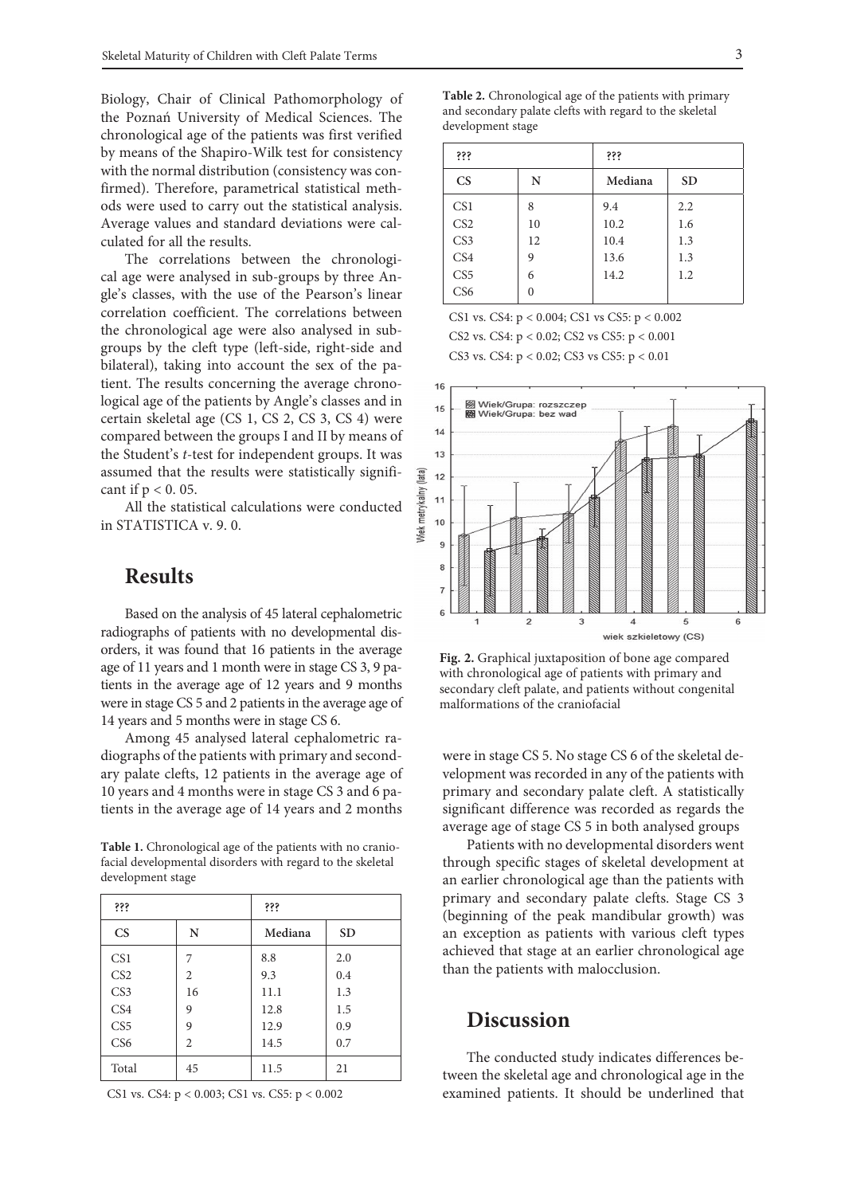Biology, Chair of Clinical Pathomorphology of the Poznań University of Medical Sciences. The chronological age of the patients was first verified by means of the Shapiro-Wilk test for consistency with the normal distribution (consistency was confirmed). Therefore, parametrical statistical methods were used to carry out the statistical analysis. Average values and standard deviations were calculated for all the results.

The correlations between the chronological age were analysed in sub-groups by three Angle's classes, with the use of the Pearson's linear correlation coefficient. The correlations between the chronological age were also analysed in sub-groups by the cleft type (left-side, right-side and bilateral), taking into account the sex of the patient. The results concerning the average chronological age of the patients by Angle's classes and in certain skeletal age (CS 1, CS 2, CS 3, CS 4) were compared between the groups I and II by means of the Student's *t*-test for independent groups. It was assumed that the results were statistically significant if $p < 0.05$.

All the statistical calculations were conducted in STATISTICA v. 9. 0.

## Results

Based on the analysis of 45 lateral cephalometric radiographs of patients with no developmental disorders, it was found that 16 patients in the average age of 11 years and 1 month were in stage CS 3, 9 patients in the average age of 12 years and 9 months were in stage CS 5 and 2 patients in the average age of 14 years and 5 months were in stage CS 6.

Among 45 analysed lateral cephalometric radiographs of the patients with primary and secondary palate clefts, 12 patients in the average age of 10 years and 4 months were in stage CS 3 and 6 patients in the average age of 14 years and 2 months were in stage CS 5. No stage CS 6 of the skeletal development was recorded in any of the patients with primary and secondary palate cleft. A statistically significant difference was recorded as regards the average age of stage CS 5 in both analysed groups

Patients with no developmental disorders went through specific stages of skeletal development at an earlier chronological age than the patients with primary and secondary palate clefts. Stage CS 3 (beginning of the peak mandibular growth) was an exception as patients with various cleft types achieved that stage at an earlier chronological age than the patients with malocclusion.

**Table 1.** Chronological age of the patients with no craniofacial developmental disorders with regard to the skeletal development stage

| ??? | | ??? | |
|---|---|---|---|
| CS | N | Mediana | SD |
| CS1 | 7 | 8.8 | 2.0 |
| CS2 | 2 | 9.3 | 0.4 |
| CS3 | 16 | 11.1 | 1.3 |
| CS4 | 9 | 12.8 | 1.5 |
| CS5 | 9 | 12.9 | 0.9 |
| CS6 | 2 | 14.5 | 0.7 |
| Total | 45 | 11.5 | 21 |

CS1 vs. CS4: $p < 0.003$; CS1 vs. CS5: $p < 0.002$

**Table 2.** Chronological age of the patients with primary and secondary palate clefts with regard to the skeletal development stage

| ??? | | ??? | |
|---|---|---|---|
| CS | N | Mediana | SD |
| CS1 | 8 | 9.4 | 2.2 |
| CS2 | 10 | 10.2 | 1.6 |
| CS3 | 12 | 10.4 | 1.3 |
| CS4 | 9 | 13.6 | 1.3 |
| CS5 | 6 | 14.2 | 1.2 |
| CS6 | 0 | | |

CS1 vs. CS4: $p < 0.004$; CS1 vs CS5: $p < 0.002$

CS2 vs. CS4: $p < 0.02$; CS2 vs CS5: $p < 0.001$

CS3 vs. CS4: $p < 0.02$; CS3 vs CS5: $p < 0.01$

Wiek/Grupa: rozszczep
Wiek/Grupa: bez wad
Wiek metrykalny (lata)
wiek szkieletowy (CS)
16
15
14
13
12
11
10
9
8
7
6
1
2
3
4
5
6

**Fig. 2.** Graphical juxtaposition of bone age compared with chronological age of patients with primary and secondary cleft palate, and patients without congenital malformations of the craniofacial

## Discussion

The conducted study indicates differences between the skeletal age and chronological age in the examined patients. It should be underlined that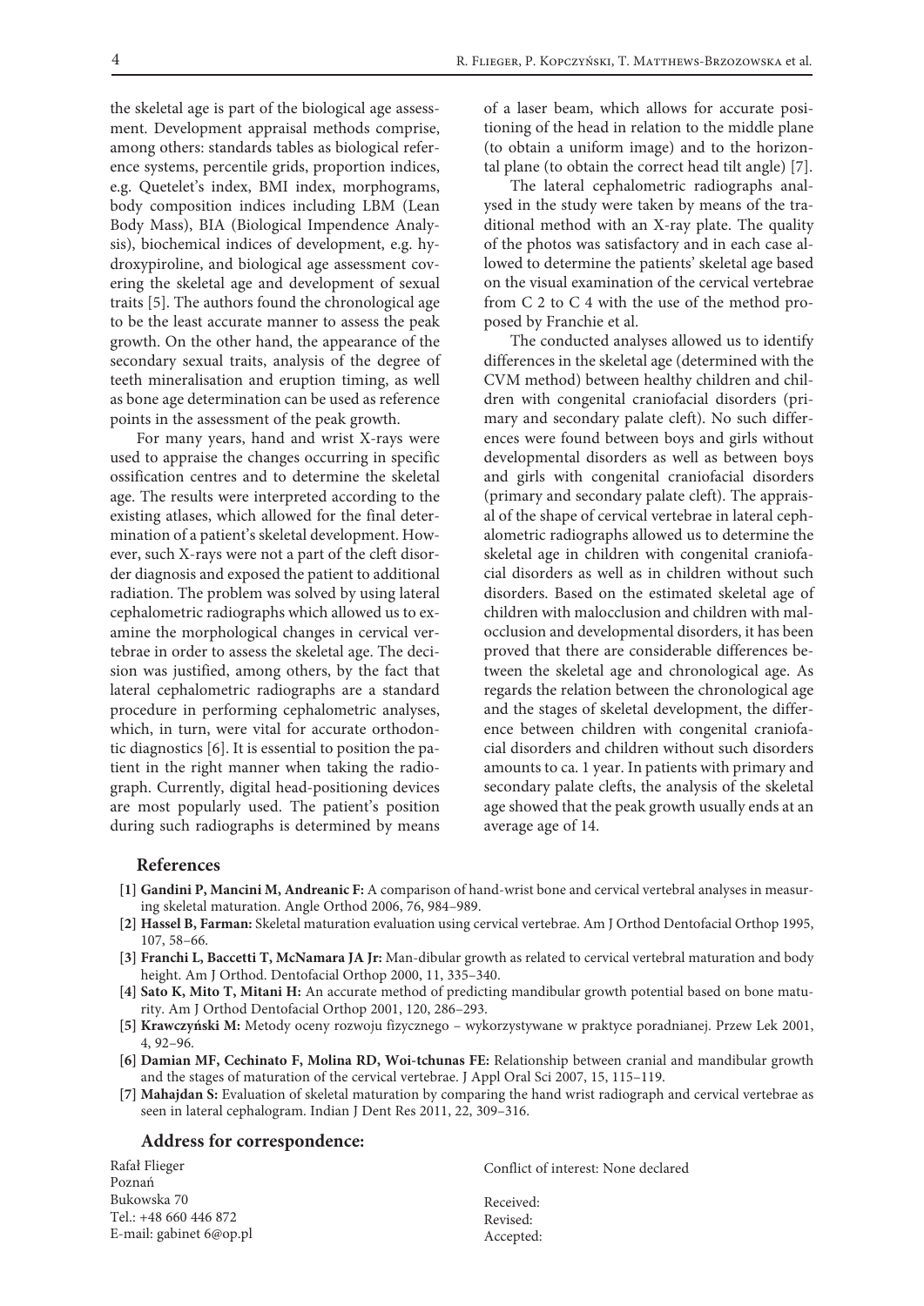the skeletal age is part of the biological age assessment. Development appraisal methods comprise, among others: standards tables as biological reference systems, percentile grids, proportion indices, e.g. Quetelet's index, BMI index, morphograms, body composition indices including LBM (Lean Body Mass), BIA (Biological Impendence Analysis), biochemical indices of development, e.g. hydroxypiroline, and biological age assessment covering the skeletal age and development of sexual traits [5]. The authors found the chronological age to be the least accurate manner to assess the peak growth. On the other hand, the appearance of the secondary sexual traits, analysis of the degree of teeth mineralisation and eruption timing, as well as bone age determination can be used as reference points in the assessment of the peak growth.

For many years, hand and wrist X-rays were used to appraise the changes occurring in specific ossification centres and to determine the skeletal age. The results were interpreted according to the existing atlases, which allowed for the final determination of a patient's skeletal development. However, such X-rays were not a part of the cleft disorder diagnosis and exposed the patient to additional radiation. The problem was solved by using lateral cephalometric radiographs which allowed us to examine the morphological changes in cervical vertebrae in order to assess the skeletal age. The decision was justified, among others, by the fact that lateral cephalometric radiographs are a standard procedure in performing cephalometric analyses, which, in turn, were vital for accurate orthodontic diagnostics [6]. It is essential to position the patient in the right manner when taking the radiograph. Currently, digital head-positioning devices are most popularly used. The patient's position during such radiographs is determined by means of a laser beam, which allows for accurate positioning of the head in relation to the middle plane (to obtain a uniform image) and to the horizontal plane (to obtain the correct head tilt angle) [7].

The lateral cephalometric radiographs analysed in the study were taken by means of the traditional method with an X-ray plate. The quality of the photos was satisfactory and in each case allowed to determine the patients' skeletal age based on the visual examination of the cervical vertebrae from C 2 to C 4 with the use of the method proposed by Franchie et al.

The conducted analyses allowed us to identify differences in the skeletal age (determined with the CVM method) between healthy children and children with congenital craniofacial disorders (primary and secondary palate cleft). No such differences were found between boys and girls without developmental disorders as well as between boys and girls with congenital craniofacial disorders (primary and secondary palate cleft). The appraisal of the shape of cervical vertebrae in lateral cephalometric radiographs allowed us to determine the skeletal age in children with congenital craniofacial disorders as well as in children without such disorders. Based on the estimated skeletal age of children with malocclusion and children with malocclusion and developmental disorders, it has been proved that there are considerable differences between the skeletal age and chronological age. As regards the relation between the chronological age and the stages of skeletal development, the difference between children with congenital craniofacial disorders and children without such disorders amounts to ca. 1 year. In patients with primary and secondary palate clefts, the analysis of the skeletal age showed that the peak growth usually ends at an average age of 14.

## References

[1] **Gandini P, Mancini M, Andreanic F:** A comparison of hand-wrist bone and cervical vertebral analyses in measuring skeletal maturation. Angle Orthod 2006, 76, 984–989.

[2] **Hassel B, Farman:** Skeletal maturation evaluation using cervical vertebrae. Am J Orthod Dentofacial Orthop 1995, 107, 58–66.

[3] **Franchi L, Baccetti T, McNamara JA Jr:** Man-dibular growth as related to cervical vertebral maturation and body height. Am J Orthod. Dentofacial Orthop 2000, 11, 335–340.

[4] **Sato K, Mito T, Mitani H:** An accurate method of predicting mandibular growth potential based on bone maturity. Am J Orthod Dentofacial Orthop 2001, 120, 286–293.

[5] **Krawczyński M:** Metody oceny rozwoju fizycznego – wykorzystywane w praktyce poradnianej. Przew Lek 2001, 4, 92–96.

[6] **Damian MF, Cechinato F, Molina RD, Woi-tchunas FE:** Relationship between cranial and mandibular growth and the stages of maturation of the cervical vertebrae. J Appl Oral Sci 2007, 15, 115–119.

[7] **Mahajdan S:** Evaluation of skeletal maturation by comparing the hand wrist radiograph and cervical vertebrae as seen in lateral cephalogram. Indian J Dent Res 2011, 22, 309–316.

### Address for correspondence:

Rafał Flieger
Poznań
Bukowska 70
Tel.: +48 660 446 872
E-mail: gabinet 6@op.pl

Conflict of interest: None declared

Received:
Revised:
Accepted: